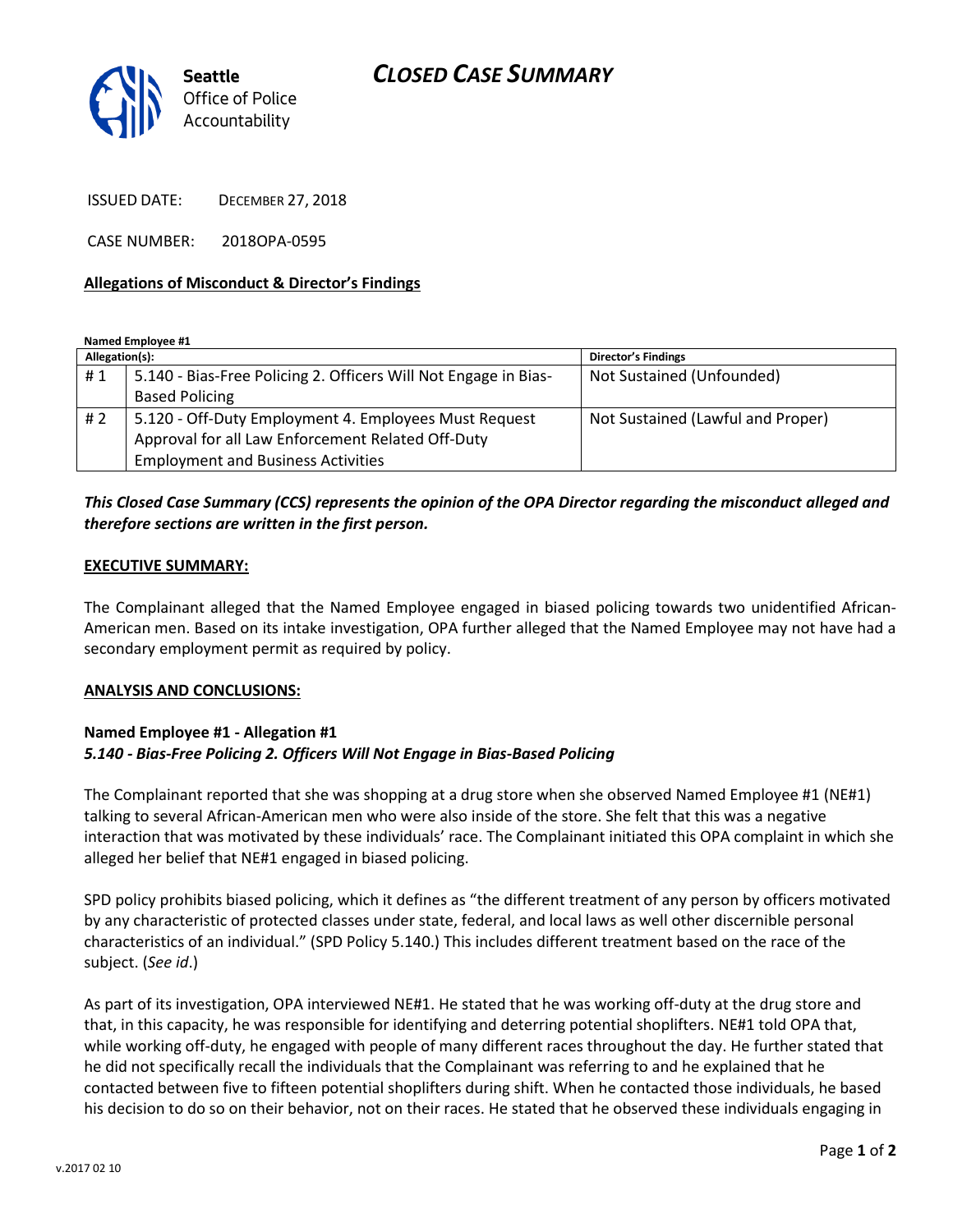# CLOSED CASE SUMMARY

Seattle Office of Police Accountability

ISSUED DATE: DECEMBER 27, 2018

CASE NUMBER: 2018OPA-0595

**Allegations of Misconduct & Director's Findings**

**Named Employee #1**

| Allegation(s): | | Director's Findings |
|---|---|---|
| # 1 | 5.140 - Bias-Free Policing 2. Officers Will Not Engage in Bias-Based Policing | Not Sustained (Unfounded) |
| # 2 | 5.120 - Off-Duty Employment 4. Employees Must Request Approval for all Law Enforcement Related Off-Duty Employment and Business Activities | Not Sustained (Lawful and Proper) |

***This Closed Case Summary (CCS) represents the opinion of the OPA Director regarding the misconduct alleged and therefore sections are written in the first person.***

**EXECUTIVE SUMMARY:**

The Complainant alleged that the Named Employee engaged in biased policing towards two unidentified African-American men. Based on its intake investigation, OPA further alleged that the Named Employee may not have had a secondary employment permit as required by policy.

**ANALYSIS AND CONCLUSIONS:**

**Named Employee #1 - Allegation #1**
***5.140 - Bias-Free Policing 2. Officers Will Not Engage in Bias-Based Policing***

The Complainant reported that she was shopping at a drug store when she observed Named Employee #1 (NE#1) talking to several African-American men who were also inside of the store. She felt that this was a negative interaction that was motivated by these individuals' race. The Complainant initiated this OPA complaint in which she alleged her belief that NE#1 engaged in biased policing.

SPD policy prohibits biased policing, which it defines as "the different treatment of any person by officers motivated by any characteristic of protected classes under state, federal, and local laws as well other discernible personal characteristics of an individual." (SPD Policy 5.140.) This includes different treatment based on the race of the subject. (*See id*.)

As part of its investigation, OPA interviewed NE#1. He stated that he was working off-duty at the drug store and that, in this capacity, he was responsible for identifying and deterring potential shoplifters. NE#1 told OPA that, while working off-duty, he engaged with people of many different races throughout the day. He further stated that he did not specifically recall the individuals that the Complainant was referring to and he explained that he contacted between five to fifteen potential shoplifters during shift. When he contacted those individuals, he based his decision to do so on their behavior, not on their races. He stated that he observed these individuals engaging in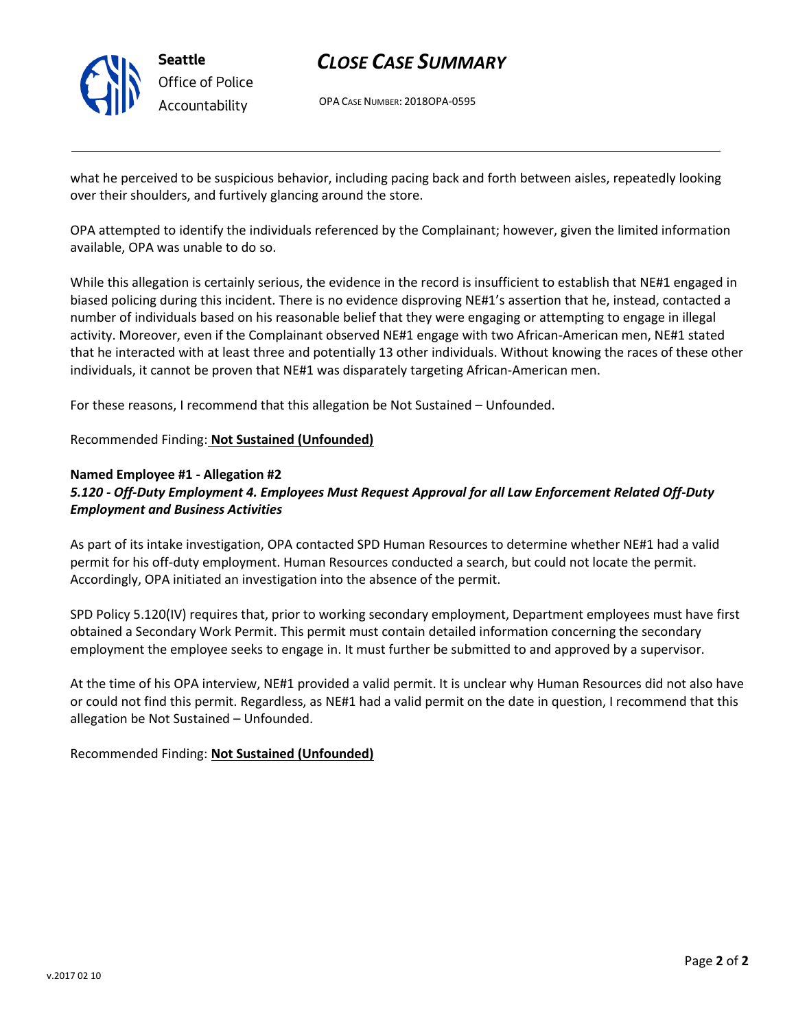what he perceived to be suspicious behavior, including pacing back and forth between aisles, repeatedly looking over their shoulders, and furtively glancing around the store.

OPA attempted to identify the individuals referenced by the Complainant; however, given the limited information available, OPA was unable to do so.

While this allegation is certainly serious, the evidence in the record is insufficient to establish that NE#1 engaged in biased policing during this incident. There is no evidence disproving NE#1's assertion that he, instead, contacted a number of individuals based on his reasonable belief that they were engaging or attempting to engage in illegal activity. Moreover, even if the Complainant observed NE#1 engage with two African-American men, NE#1 stated that he interacted with at least three and potentially 13 other individuals. Without knowing the races of these other individuals, it cannot be proven that NE#1 was disparately targeting African-American men.

For these reasons, I recommend that this allegation be Not Sustained – Unfounded.

Recommended Finding: **Not Sustained (Unfounded)**

**Named Employee #1 - Allegation #2**
***5.120 - Off-Duty Employment 4. Employees Must Request Approval for all Law Enforcement Related Off-Duty Employment and Business Activities***

As part of its intake investigation, OPA contacted SPD Human Resources to determine whether NE#1 had a valid permit for his off-duty employment. Human Resources conducted a search, but could not locate the permit. Accordingly, OPA initiated an investigation into the absence of the permit.

SPD Policy 5.120(IV) requires that, prior to working secondary employment, Department employees must have first obtained a Secondary Work Permit. This permit must contain detailed information concerning the secondary employment the employee seeks to engage in. It must further be submitted to and approved by a supervisor.

At the time of his OPA interview, NE#1 provided a valid permit. It is unclear why Human Resources did not also have or could not find this permit. Regardless, as NE#1 had a valid permit on the date in question, I recommend that this allegation be Not Sustained – Unfounded.

Recommended Finding: **Not Sustained (Unfounded)**